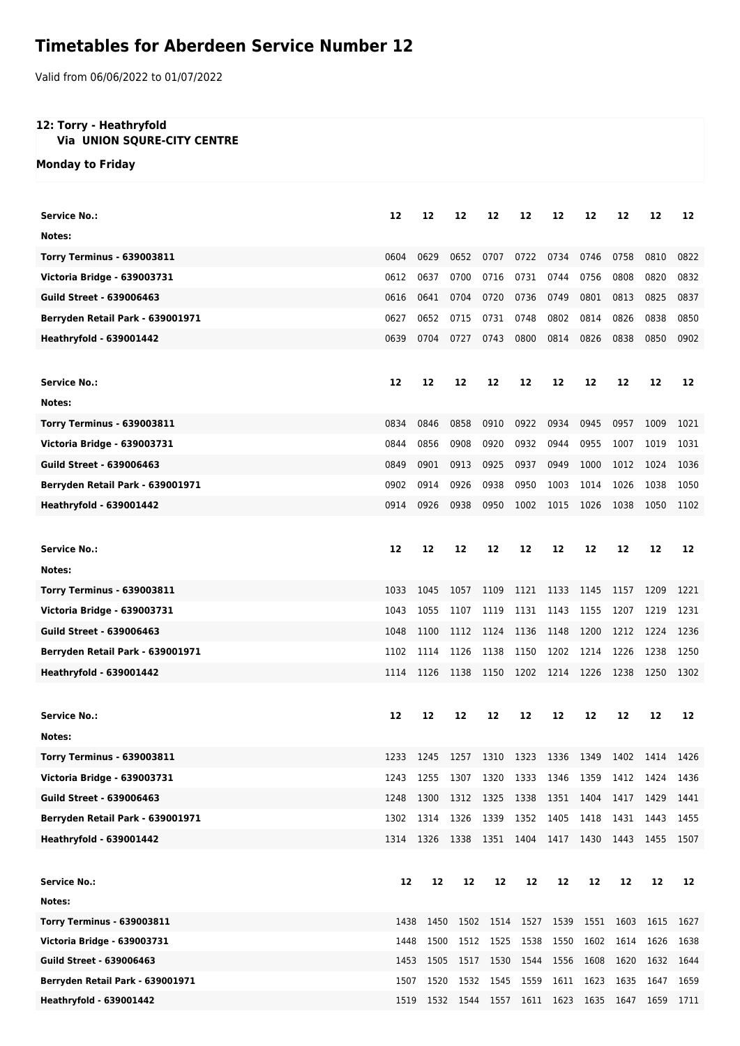# Timetables for Aberdeen Service Number 12

Valid from 06/06/2022 to 01/07/2022

**12: Torry - Heathryfold**
**Via UNION SQURE-CITY CENTRE**

**Monday to Friday**

| **Service No.:** | **12** | **12** | **12** | **12** | **12** | **12** | **12** | **12** | **12** | **12** |
|---|---|---|---|---|---|---|---|---|---|---|
| **Notes:** | | | | | | | | | | |
| **Torry Terminus - 639003811** | 0604 | 0629 | 0652 | 0707 | 0722 | 0734 | 0746 | 0758 | 0810 | 0822 |
| **Victoria Bridge - 639003731** | 0612 | 0637 | 0700 | 0716 | 0731 | 0744 | 0756 | 0808 | 0820 | 0832 |
| **Guild Street - 639006463** | 0616 | 0641 | 0704 | 0720 | 0736 | 0749 | 0801 | 0813 | 0825 | 0837 |
| **Berryden Retail Park - 639001971** | 0627 | 0652 | 0715 | 0731 | 0748 | 0802 | 0814 | 0826 | 0838 | 0850 |
| **Heathryfold - 639001442** | 0639 | 0704 | 0727 | 0743 | 0800 | 0814 | 0826 | 0838 | 0850 | 0902 |

| **Service No.:** | **12** | **12** | **12** | **12** | **12** | **12** | **12** | **12** | **12** | **12** |
|---|---|---|---|---|---|---|---|---|---|---|
| **Notes:** | | | | | | | | | | |
| **Torry Terminus - 639003811** | 0834 | 0846 | 0858 | 0910 | 0922 | 0934 | 0945 | 0957 | 1009 | 1021 |
| **Victoria Bridge - 639003731** | 0844 | 0856 | 0908 | 0920 | 0932 | 0944 | 0955 | 1007 | 1019 | 1031 |
| **Guild Street - 639006463** | 0849 | 0901 | 0913 | 0925 | 0937 | 0949 | 1000 | 1012 | 1024 | 1036 |
| **Berryden Retail Park - 639001971** | 0902 | 0914 | 0926 | 0938 | 0950 | 1003 | 1014 | 1026 | 1038 | 1050 |
| **Heathryfold - 639001442** | 0914 | 0926 | 0938 | 0950 | 1002 | 1015 | 1026 | 1038 | 1050 | 1102 |

| **Service No.:** | **12** | **12** | **12** | **12** | **12** | **12** | **12** | **12** | **12** | **12** |
|---|---|---|---|---|---|---|---|---|---|---|
| **Notes:** | | | | | | | | | | |
| **Torry Terminus - 639003811** | 1033 | 1045 | 1057 | 1109 | 1121 | 1133 | 1145 | 1157 | 1209 | 1221 |
| **Victoria Bridge - 639003731** | 1043 | 1055 | 1107 | 1119 | 1131 | 1143 | 1155 | 1207 | 1219 | 1231 |
| **Guild Street - 639006463** | 1048 | 1100 | 1112 | 1124 | 1136 | 1148 | 1200 | 1212 | 1224 | 1236 |
| **Berryden Retail Park - 639001971** | 1102 | 1114 | 1126 | 1138 | 1150 | 1202 | 1214 | 1226 | 1238 | 1250 |
| **Heathryfold - 639001442** | 1114 | 1126 | 1138 | 1150 | 1202 | 1214 | 1226 | 1238 | 1250 | 1302 |

| **Service No.:** | **12** | **12** | **12** | **12** | **12** | **12** | **12** | **12** | **12** | **12** |
|---|---|---|---|---|---|---|---|---|---|---|
| **Notes:** | | | | | | | | | | |
| **Torry Terminus - 639003811** | 1233 | 1245 | 1257 | 1310 | 1323 | 1336 | 1349 | 1402 | 1414 | 1426 |
| **Victoria Bridge - 639003731** | 1243 | 1255 | 1307 | 1320 | 1333 | 1346 | 1359 | 1412 | 1424 | 1436 |
| **Guild Street - 639006463** | 1248 | 1300 | 1312 | 1325 | 1338 | 1351 | 1404 | 1417 | 1429 | 1441 |
| **Berryden Retail Park - 639001971** | 1302 | 1314 | 1326 | 1339 | 1352 | 1405 | 1418 | 1431 | 1443 | 1455 |
| **Heathryfold - 639001442** | 1314 | 1326 | 1338 | 1351 | 1404 | 1417 | 1430 | 1443 | 1455 | 1507 |

| **Service No.:** | **12** | **12** | **12** | **12** | **12** | **12** | **12** | **12** | **12** | **12** |
|---|---|---|---|---|---|---|---|---|---|---|
| **Notes:** | | | | | | | | | | |
| **Torry Terminus - 639003811** | 1438 | 1450 | 1502 | 1514 | 1527 | 1539 | 1551 | 1603 | 1615 | 1627 |
| **Victoria Bridge - 639003731** | 1448 | 1500 | 1512 | 1525 | 1538 | 1550 | 1602 | 1614 | 1626 | 1638 |
| **Guild Street - 639006463** | 1453 | 1505 | 1517 | 1530 | 1544 | 1556 | 1608 | 1620 | 1632 | 1644 |
| **Berryden Retail Park - 639001971** | 1507 | 1520 | 1532 | 1545 | 1559 | 1611 | 1623 | 1635 | 1647 | 1659 |
| **Heathryfold - 639001442** | 1519 | 1532 | 1544 | 1557 | 1611 | 1623 | 1635 | 1647 | 1659 | 1711 |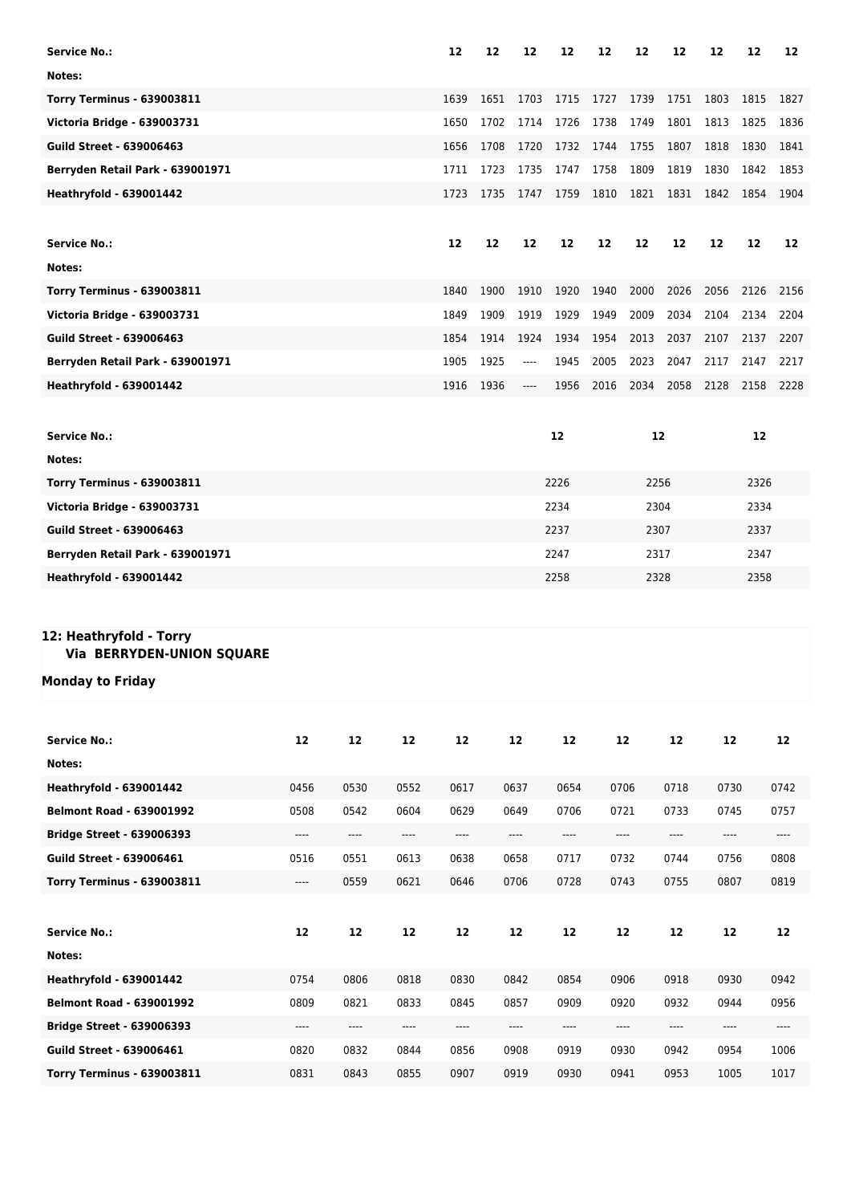| Service No.: | 12 | 12 | 12 | 12 | 12 | 12 | 12 | 12 | 12 | 12 |
|---|---|---|---|---|---|---|---|---|---|---|
| Notes: | | | | | | | | | | |
| Torry Terminus - 639003811 | 1639 | 1651 | 1703 | 1715 | 1727 | 1739 | 1751 | 1803 | 1815 | 1827 |
| Victoria Bridge - 639003731 | 1650 | 1702 | 1714 | 1726 | 1738 | 1749 | 1801 | 1813 | 1825 | 1836 |
| Guild Street - 639006463 | 1656 | 1708 | 1720 | 1732 | 1744 | 1755 | 1807 | 1818 | 1830 | 1841 |
| Berryden Retail Park - 639001971 | 1711 | 1723 | 1735 | 1747 | 1758 | 1809 | 1819 | 1830 | 1842 | 1853 |
| Heathryfold - 639001442 | 1723 | 1735 | 1747 | 1759 | 1810 | 1821 | 1831 | 1842 | 1854 | 1904 |

| Service No.: | 12 | 12 | 12 | 12 | 12 | 12 | 12 | 12 | 12 | 12 |
|---|---|---|---|---|---|---|---|---|---|---|
| Notes: | | | | | | | | | | |
| Torry Terminus - 639003811 | 1840 | 1900 | 1910 | 1920 | 1940 | 2000 | 2026 | 2056 | 2126 | 2156 |
| Victoria Bridge - 639003731 | 1849 | 1909 | 1919 | 1929 | 1949 | 2009 | 2034 | 2104 | 2134 | 2204 |
| Guild Street - 639006463 | 1854 | 1914 | 1924 | 1934 | 1954 | 2013 | 2037 | 2107 | 2137 | 2207 |
| Berryden Retail Park - 639001971 | 1905 | 1925 | ---- | 1945 | 2005 | 2023 | 2047 | 2117 | 2147 | 2217 |
| Heathryfold - 639001442 | 1916 | 1936 | ---- | 1956 | 2016 | 2034 | 2058 | 2128 | 2158 | 2228 |

| Service No.: | 12 | 12 | 12 |
|---|---|---|---|
| Notes: | | | |
| Torry Terminus - 639003811 | 2226 | 2256 | 2326 |
| Victoria Bridge - 639003731 | 2234 | 2304 | 2334 |
| Guild Street - 639006463 | 2237 | 2307 | 2337 |
| Berryden Retail Park - 639001971 | 2247 | 2317 | 2347 |
| Heathryfold - 639001442 | 2258 | 2328 | 2358 |

**12: Heathryfold - Torry**
**Via BERRYDEN-UNION SQUARE**

**Monday to Friday**

| Service No.: | 12 | 12 | 12 | 12 | 12 | 12 | 12 | 12 | 12 | 12 |
|---|---|---|---|---|---|---|---|---|---|---|
| Notes: | | | | | | | | | | |
| Heathryfold - 639001442 | 0456 | 0530 | 0552 | 0617 | 0637 | 0654 | 0706 | 0718 | 0730 | 0742 |
| Belmont Road - 639001992 | 0508 | 0542 | 0604 | 0629 | 0649 | 0706 | 0721 | 0733 | 0745 | 0757 |
| Bridge Street - 639006393 | ---- | ---- | ---- | ---- | ---- | ---- | ---- | ---- | ---- | ---- |
| Guild Street - 639006461 | 0516 | 0551 | 0613 | 0638 | 0658 | 0717 | 0732 | 0744 | 0756 | 0808 |
| Torry Terminus - 639003811 | ---- | 0559 | 0621 | 0646 | 0706 | 0728 | 0743 | 0755 | 0807 | 0819 |

| Service No.: | 12 | 12 | 12 | 12 | 12 | 12 | 12 | 12 | 12 | 12 |
|---|---|---|---|---|---|---|---|---|---|---|
| Notes: | | | | | | | | | | |
| Heathryfold - 639001442 | 0754 | 0806 | 0818 | 0830 | 0842 | 0854 | 0906 | 0918 | 0930 | 0942 |
| Belmont Road - 639001992 | 0809 | 0821 | 0833 | 0845 | 0857 | 0909 | 0920 | 0932 | 0944 | 0956 |
| Bridge Street - 639006393 | ---- | ---- | ---- | ---- | ---- | ---- | ---- | ---- | ---- | ---- |
| Guild Street - 639006461 | 0820 | 0832 | 0844 | 0856 | 0908 | 0919 | 0930 | 0942 | 0954 | 1006 |
| Torry Terminus - 639003811 | 0831 | 0843 | 0855 | 0907 | 0919 | 0930 | 0941 | 0953 | 1005 | 1017 |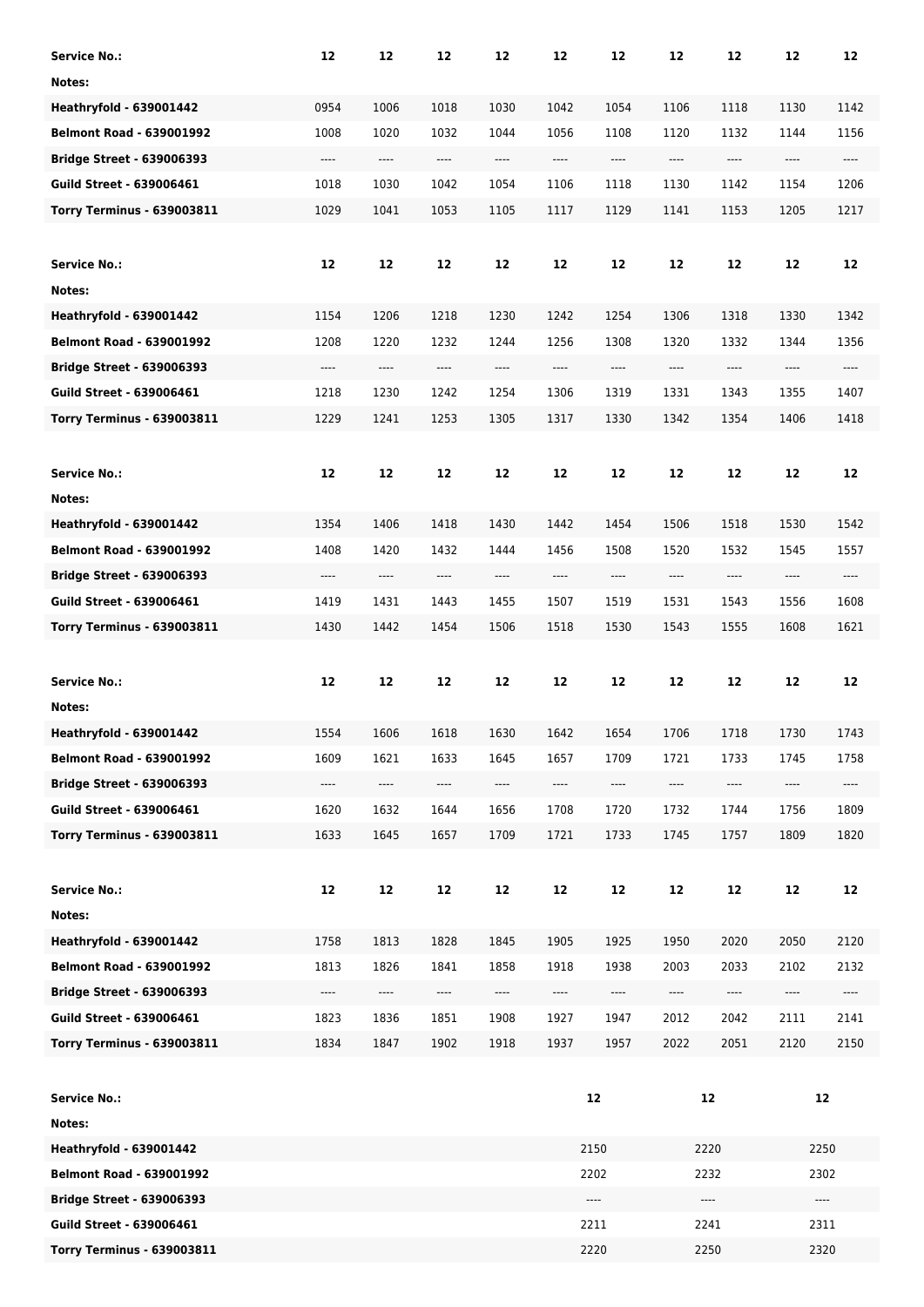| Service No.: | 12 | 12 | 12 | 12 | 12 | 12 | 12 | 12 | 12 | 12 |
|---|---|---|---|---|---|---|---|---|---|---|
| Notes: | | | | | | | | | | |
| Heathryfold - 639001442 | 0954 | 1006 | 1018 | 1030 | 1042 | 1054 | 1106 | 1118 | 1130 | 1142 |
| Belmont Road - 639001992 | 1008 | 1020 | 1032 | 1044 | 1056 | 1108 | 1120 | 1132 | 1144 | 1156 |
| Bridge Street - 639006393 | ---- | ---- | ---- | ---- | ---- | ---- | ---- | ---- | ---- | ---- |
| Guild Street - 639006461 | 1018 | 1030 | 1042 | 1054 | 1106 | 1118 | 1130 | 1142 | 1154 | 1206 |
| Torry Terminus - 639003811 | 1029 | 1041 | 1053 | 1105 | 1117 | 1129 | 1141 | 1153 | 1205 | 1217 |

| Service No.: | 12 | 12 | 12 | 12 | 12 | 12 | 12 | 12 | 12 | 12 |
|---|---|---|---|---|---|---|---|---|---|---|
| Notes: | | | | | | | | | | |
| Heathryfold - 639001442 | 1154 | 1206 | 1218 | 1230 | 1242 | 1254 | 1306 | 1318 | 1330 | 1342 |
| Belmont Road - 639001992 | 1208 | 1220 | 1232 | 1244 | 1256 | 1308 | 1320 | 1332 | 1344 | 1356 |
| Bridge Street - 639006393 | ---- | ---- | ---- | ---- | ---- | ---- | ---- | ---- | ---- | ---- |
| Guild Street - 639006461 | 1218 | 1230 | 1242 | 1254 | 1306 | 1319 | 1331 | 1343 | 1355 | 1407 |
| Torry Terminus - 639003811 | 1229 | 1241 | 1253 | 1305 | 1317 | 1330 | 1342 | 1354 | 1406 | 1418 |

| Service No.: | 12 | 12 | 12 | 12 | 12 | 12 | 12 | 12 | 12 | 12 |
|---|---|---|---|---|---|---|---|---|---|---|
| Notes: | | | | | | | | | | |
| Heathryfold - 639001442 | 1354 | 1406 | 1418 | 1430 | 1442 | 1454 | 1506 | 1518 | 1530 | 1542 |
| Belmont Road - 639001992 | 1408 | 1420 | 1432 | 1444 | 1456 | 1508 | 1520 | 1532 | 1545 | 1557 |
| Bridge Street - 639006393 | ---- | ---- | ---- | ---- | ---- | ---- | ---- | ---- | ---- | ---- |
| Guild Street - 639006461 | 1419 | 1431 | 1443 | 1455 | 1507 | 1519 | 1531 | 1543 | 1556 | 1608 |
| Torry Terminus - 639003811 | 1430 | 1442 | 1454 | 1506 | 1518 | 1530 | 1543 | 1555 | 1608 | 1621 |

| Service No.: | 12 | 12 | 12 | 12 | 12 | 12 | 12 | 12 | 12 | 12 |
|---|---|---|---|---|---|---|---|---|---|---|
| Notes: | | | | | | | | | | |
| Heathryfold - 639001442 | 1554 | 1606 | 1618 | 1630 | 1642 | 1654 | 1706 | 1718 | 1730 | 1743 |
| Belmont Road - 639001992 | 1609 | 1621 | 1633 | 1645 | 1657 | 1709 | 1721 | 1733 | 1745 | 1758 |
| Bridge Street - 639006393 | ---- | ---- | ---- | ---- | ---- | ---- | ---- | ---- | ---- | ---- |
| Guild Street - 639006461 | 1620 | 1632 | 1644 | 1656 | 1708 | 1720 | 1732 | 1744 | 1756 | 1809 |
| Torry Terminus - 639003811 | 1633 | 1645 | 1657 | 1709 | 1721 | 1733 | 1745 | 1757 | 1809 | 1820 |

| Service No.: | 12 | 12 | 12 | 12 | 12 | 12 | 12 | 12 | 12 | 12 |
|---|---|---|---|---|---|---|---|---|---|---|
| Notes: | | | | | | | | | | |
| Heathryfold - 639001442 | 1758 | 1813 | 1828 | 1845 | 1905 | 1925 | 1950 | 2020 | 2050 | 2120 |
| Belmont Road - 639001992 | 1813 | 1826 | 1841 | 1858 | 1918 | 1938 | 2003 | 2033 | 2102 | 2132 |
| Bridge Street - 639006393 | ---- | ---- | ---- | ---- | ---- | ---- | ---- | ---- | ---- | ---- |
| Guild Street - 639006461 | 1823 | 1836 | 1851 | 1908 | 1927 | 1947 | 2012 | 2042 | 2111 | 2141 |
| Torry Terminus - 639003811 | 1834 | 1847 | 1902 | 1918 | 1937 | 1957 | 2022 | 2051 | 2120 | 2150 |

| Service No.: | 12 | 12 | 12 |
|---|---|---|---|
| Notes: | | | |
| Heathryfold - 639001442 | 2150 | 2220 | 2250 |
| Belmont Road - 639001992 | 2202 | 2232 | 2302 |
| Bridge Street - 639006393 | ---- | ---- | ---- |
| Guild Street - 639006461 | 2211 | 2241 | 2311 |
| Torry Terminus - 639003811 | 2220 | 2250 | 2320 |